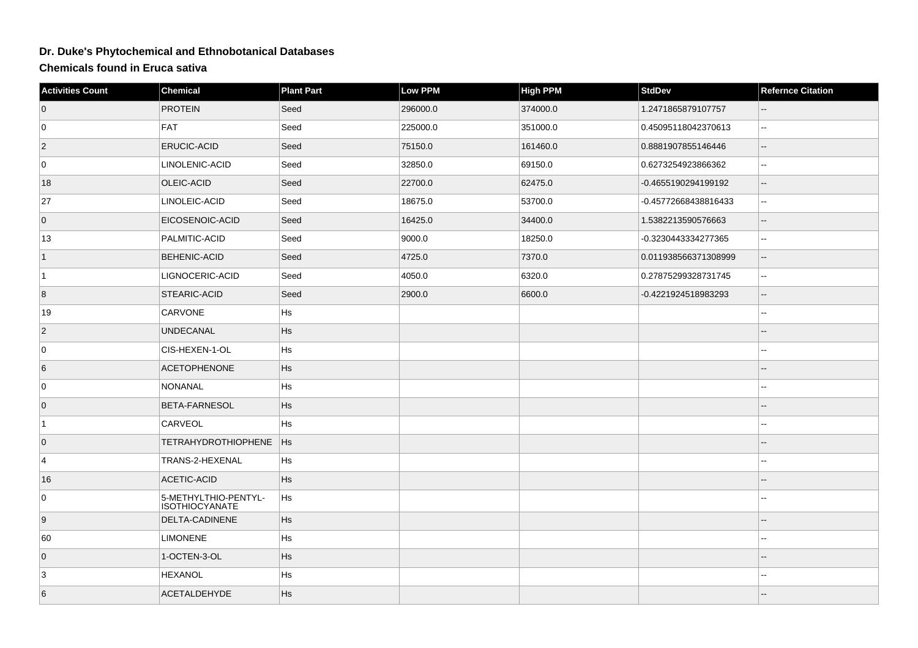# Dr. Duke's Phytochemical and Ethnobotanical Databases

## Chemicals found in Eruca sativa

| Activities Count | Chemical | Plant Part | Low PPM | High PPM | StdDev | Refernce Citation |
|---|---|---|---|---|---|---|
| 0 | PROTEIN | Seed | 296000.0 | 374000.0 | 1.2471865879107757 | -- |
| 0 | FAT | Seed | 225000.0 | 351000.0 | 0.45095118042370613 | -- |
| 2 | ERUCIC-ACID | Seed | 75150.0 | 161460.0 | 0.8881907855146446 | -- |
| 0 | LINOLENIC-ACID | Seed | 32850.0 | 69150.0 | 0.6273254923866362 | -- |
| 18 | OLEIC-ACID | Seed | 22700.0 | 62475.0 | -0.4655190294199192 | -- |
| 27 | LINOLEIC-ACID | Seed | 18675.0 | 53700.0 | -0.45772668438816433 | -- |
| 0 | EICOSENOIC-ACID | Seed | 16425.0 | 34400.0 | 1.5382213590576663 | -- |
| 13 | PALMITIC-ACID | Seed | 9000.0 | 18250.0 | -0.3230443334277365 | -- |
| 1 | BEHENIC-ACID | Seed | 4725.0 | 7370.0 | 0.011938566371308999 | -- |
| 1 | LIGNOCERIC-ACID | Seed | 4050.0 | 6320.0 | 0.27875299328731745 | -- |
| 8 | STEARIC-ACID | Seed | 2900.0 | 6600.0 | -0.4221924518983293 | -- |
| 19 | CARVONE | Hs | | | | -- |
| 2 | UNDECANAL | Hs | | | | -- |
| 0 | CIS-HEXEN-1-OL | Hs | | | | -- |
| 6 | ACETOPHENONE | Hs | | | | -- |
| 0 | NONANAL | Hs | | | | -- |
| 0 | BETA-FARNESOL | Hs | | | | -- |
| 1 | CARVEOL | Hs | | | | -- |
| 0 | TETRAHYDROTHIOPHENE | Hs | | | | -- |
| 4 | TRANS-2-HEXENAL | Hs | | | | -- |
| 16 | ACETIC-ACID | Hs | | | | -- |
| 0 | 5-METHYLTHIO-PENTYL-ISOTHIOCYANATE | Hs | | | | -- |
| 9 | DELTA-CADINENE | Hs | | | | -- |
| 60 | LIMONENE | Hs | | | | -- |
| 0 | 1-OCTEN-3-OL | Hs | | | | -- |
| 3 | HEXANOL | Hs | | | | -- |
| 6 | ACETALDEHYDE | Hs | | | | -- |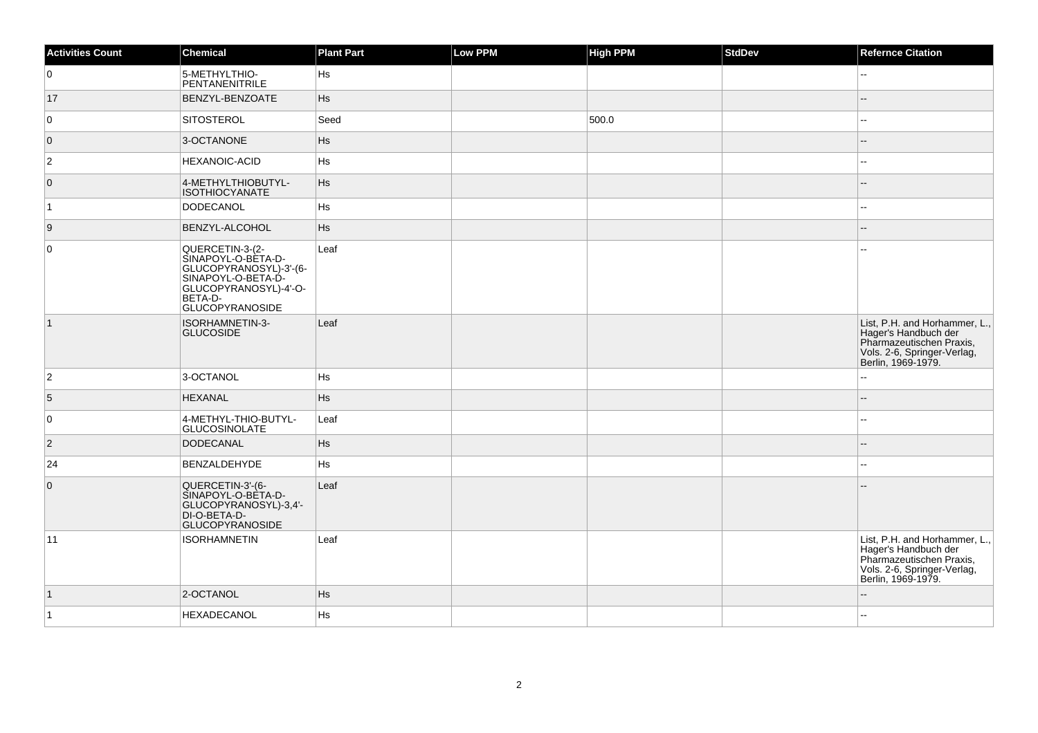| Activities Count | Chemical | Plant Part | Low PPM | High PPM | StdDev | Refernce Citation |
| --- | --- | --- | --- | --- | --- | --- |
| 0 | 5-METHYLTHIO-PENTANENITRILE | Hs | | | | -- |
| 17 | BENZYL-BENZOATE | Hs | | | | -- |
| 0 | SITOSTEROL | Seed | | 500.0 | | -- |
| 0 | 3-OCTANONE | Hs | | | | -- |
| 2 | HEXANOIC-ACID | Hs | | | | -- |
| 0 | 4-METHYLTHIOBUTYL-ISOTHIOCYANATE | Hs | | | | -- |
| 1 | DODECANOL | Hs | | | | -- |
| 9 | BENZYL-ALCOHOL | Hs | | | | -- |
| 0 | QUERCETIN-3-(2-SINAPOYL-O-BETA-D-GLUCOPYRANOSYL)-3'-(6-SINAPOYL-O-BETA-D-GLUCOPYRANOSYL)-4'-O-BETA-D-GLUCOPYRANOSIDE | Leaf | | | | -- |
| 1 | ISORHAMNETIN-3-GLUCOSIDE | Leaf | | | | List, P.H. and Horhammer, L., Hager's Handbuch der Pharmazeutischen Praxis, Vols. 2-6, Springer-Verlag, Berlin, 1969-1979. |
| 2 | 3-OCTANOL | Hs | | | | -- |
| 5 | HEXANAL | Hs | | | | -- |
| 0 | 4-METHYL-THIO-BUTYL-GLUCOSINOLATE | Leaf | | | | -- |
| 2 | DODECANAL | Hs | | | | -- |
| 24 | BENZALDEHYDE | Hs | | | | -- |
| 0 | QUERCETIN-3'-(6-SINAPOYL-O-BETA-D-GLUCOPYRANOSYL)-3,4'-DI-O-BETA-D-GLUCOPYRANOSIDE | Leaf | | | | -- |
| 11 | ISORHAMNETIN | Leaf | | | | List, P.H. and Horhammer, L., Hager's Handbuch der Pharmazeutischen Praxis, Vols. 2-6, Springer-Verlag, Berlin, 1969-1979. |
| 1 | 2-OCTANOL | Hs | | | | -- |
| 1 | HEXADECANOL | Hs | | | | -- |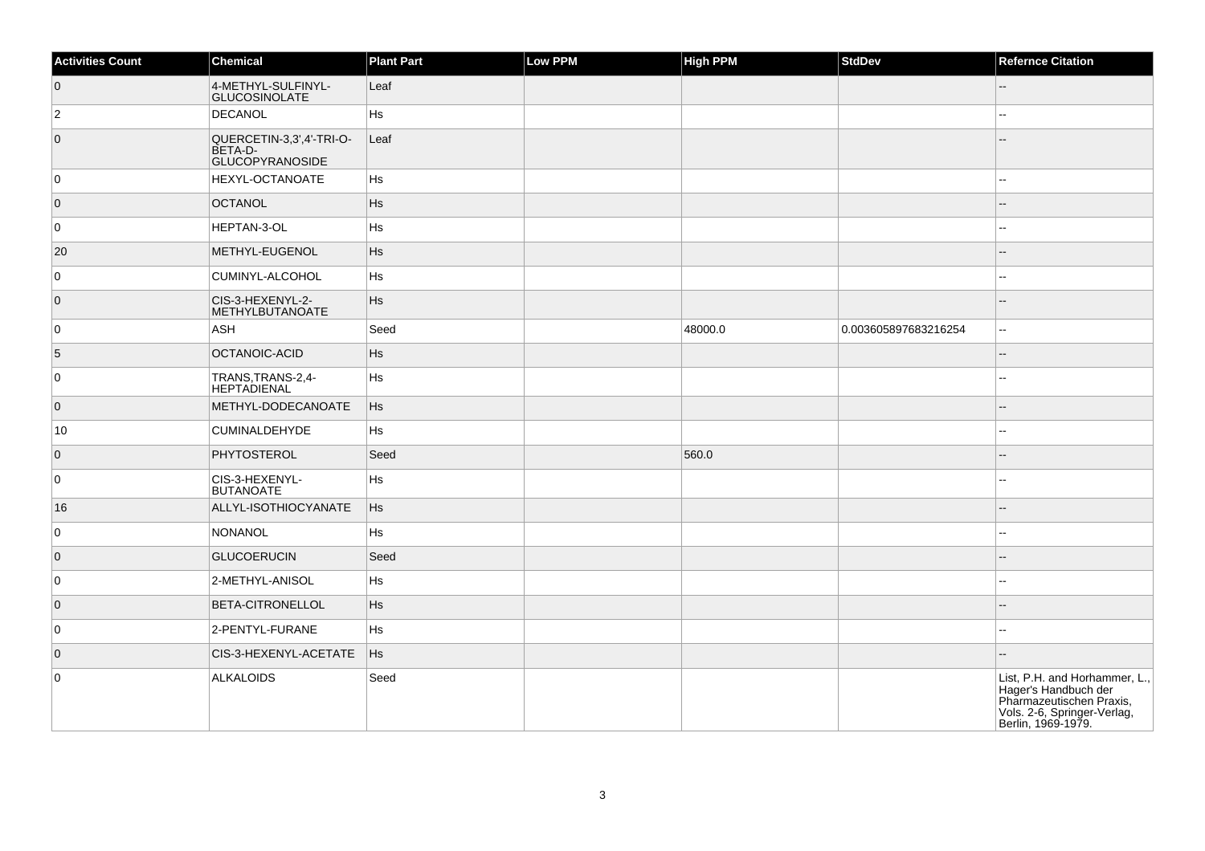| Activities Count | Chemical | Plant Part | Low PPM | High PPM | StdDev | Refernce Citation |
| --- | --- | --- | --- | --- | --- | --- |
| 0 | 4-METHYL-SULFINYL-GLUCOSINOLATE | Leaf | | | | -- |
| 2 | DECANOL | Hs | | | | -- |
| 0 | QUERCETIN-3,3',4'-TRI-O-BETA-D-GLUCOPYRANOSIDE | Leaf | | | | -- |
| 0 | HEXYL-OCTANOATE | Hs | | | | -- |
| 0 | OCTANOL | Hs | | | | -- |
| 0 | HEPTAN-3-OL | Hs | | | | -- |
| 20 | METHYL-EUGENOL | Hs | | | | -- |
| 0 | CUMINYL-ALCOHOL | Hs | | | | -- |
| 0 | CIS-3-HEXENYL-2-METHYLBUTANOATE | Hs | | | | -- |
| 0 | ASH | Seed | | 48000.0 | 0.003605897683216254 | -- |
| 5 | OCTANOIC-ACID | Hs | | | | -- |
| 0 | TRANS,TRANS-2,4-HEPTADIENAL | Hs | | | | -- |
| 0 | METHYL-DODECANOATE | Hs | | | | -- |
| 10 | CUMINALDEHYDE | Hs | | | | -- |
| 0 | PHYTOSTEROL | Seed | | 560.0 | | -- |
| 0 | CIS-3-HEXENYL-BUTANOATE | Hs | | | | -- |
| 16 | ALLYL-ISOTHIOCYANATE | Hs | | | | -- |
| 0 | NONANOL | Hs | | | | -- |
| 0 | GLUCOERUCIN | Seed | | | | -- |
| 0 | 2-METHYL-ANISOL | Hs | | | | -- |
| 0 | BETA-CITRONELLOL | Hs | | | | -- |
| 0 | 2-PENTYL-FURANE | Hs | | | | -- |
| 0 | CIS-3-HEXENYL-ACETATE | Hs | | | | -- |
| 0 | ALKALOIDS | Seed | | | | List, P.H. and Horhammer, L., Hager's Handbuch der Pharmazeutischen Praxis, Vols. 2-6, Springer-Verlag, Berlin, 1969-1979. |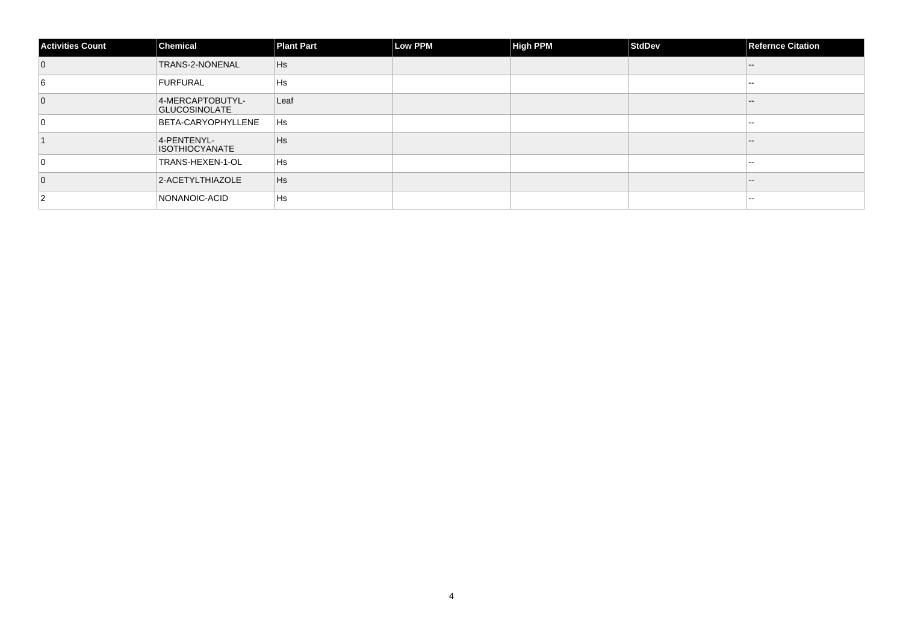| Activities Count | Chemical | Plant Part | Low PPM | High PPM | StdDev | Refernce Citation |
|---|---|---|---|---|---|---|
| 0 | TRANS-2-NONENAL | Hs | | | | -- |
| 6 | FURFURAL | Hs | | | | -- |
| 0 | 4-MERCAPTOBUTYL-GLUCOSINOLATE | Leaf | | | | -- |
| 0 | BETA-CARYOPHYLLENE | Hs | | | | -- |
| 1 | 4-PENTENYL-ISOTHIOCYANATE | Hs | | | | -- |
| 0 | TRANS-HEXEN-1-OL | Hs | | | | -- |
| 0 | 2-ACETYLTHIAZOLE | Hs | | | | -- |
| 2 | NONANOIC-ACID | Hs | | | | -- |